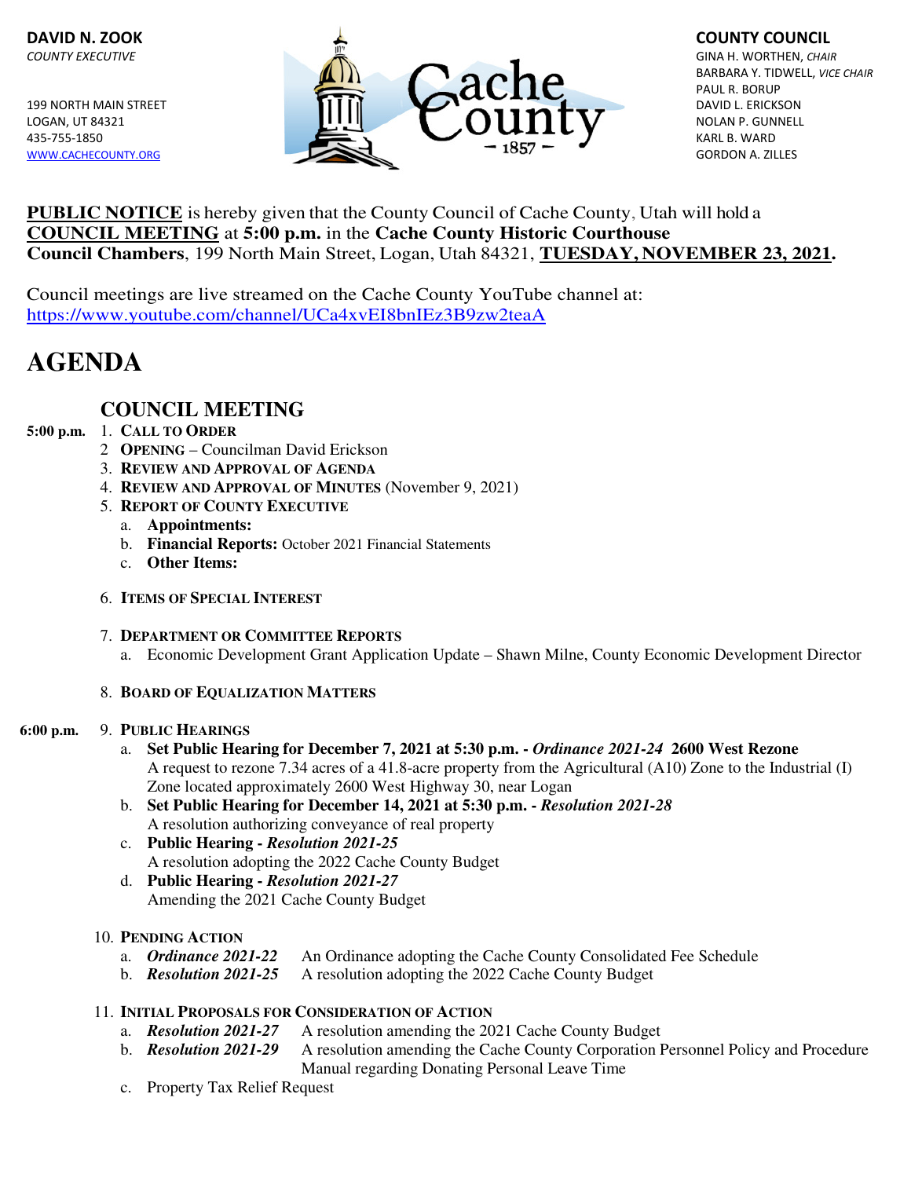**DAVID N. ZOOK**
*COUNTY EXECUTIVE*

199 NORTH MAIN STREET
LOGAN, UT 84321
435-755-1850
WWW.CACHECOUNTY.ORG

**COUNTY COUNCIL**
GINA H. WORTHEN, *CHAIR*
BARBARA Y. TIDWELL, *VICE CHAIR*
PAUL R. BORUP
DAVID L. ERICKSON
NOLAN P. GUNNELL
KARL B. WARD
GORDON A. ZILLES

**PUBLIC NOTICE** is hereby given that the County Council of Cache County, Utah will hold a **COUNCIL MEETING** at **5:00 p.m.** in the **Cache County Historic Courthouse Council Chambers**, 199 North Main Street, Logan, Utah 84321, **TUESDAY, NOVEMBER 23, 2021.**

Council meetings are live streamed on the Cache County YouTube channel at:
https://www.youtube.com/channel/UCa4xvEI8bnIEz3B9zw2teaA

# AGENDA

## COUNCIL MEETING

**5:00 p.m.**

1. **CALL TO ORDER**
2. **OPENING** – Councilman David Erickson
3. **REVIEW AND APPROVAL OF AGENDA**
4. **REVIEW AND APPROVAL OF MINUTES** (November 9, 2021)
5. **REPORT OF COUNTY EXECUTIVE**
   a. **Appointments:**
   b. **Financial Reports:** October 2021 Financial Statements
   c. **Other Items:**
6. **ITEMS OF SPECIAL INTEREST**
7. **DEPARTMENT OR COMMITTEE REPORTS**
   a. Economic Development Grant Application Update – Shawn Milne, County Economic Development Director
8. **BOARD OF EQUALIZATION MATTERS**

**6:00 p.m.**

9. **PUBLIC HEARINGS**
   a. **Set Public Hearing for December 7, 2021 at 5:30 p.m. -** ***Ordinance 2021-24*** **2600 West Rezone**
      A request to rezone 7.34 acres of a 41.8-acre property from the Agricultural (A10) Zone to the Industrial (I) Zone located approximately 2600 West Highway 30, near Logan
   b. **Set Public Hearing for December 14, 2021 at 5:30 p.m. -** ***Resolution 2021-28***
      A resolution authorizing conveyance of real property
   c. **Public Hearing -** ***Resolution 2021-25***
      A resolution adopting the 2022 Cache County Budget
   d. **Public Hearing -** ***Resolution 2021-27***
      Amending the 2021 Cache County Budget
10. **PENDING ACTION**
    a. ***Ordinance 2021-22*** An Ordinance adopting the Cache County Consolidated Fee Schedule
    b. ***Resolution 2021-25*** A resolution adopting the 2022 Cache County Budget
11. **INITIAL PROPOSALS FOR CONSIDERATION OF ACTION**
    a. ***Resolution 2021-27*** A resolution amending the 2021 Cache County Budget
    b. ***Resolution 2021-29*** A resolution amending the Cache County Corporation Personnel Policy and Procedure Manual regarding Donating Personal Leave Time
    c. Property Tax Relief Request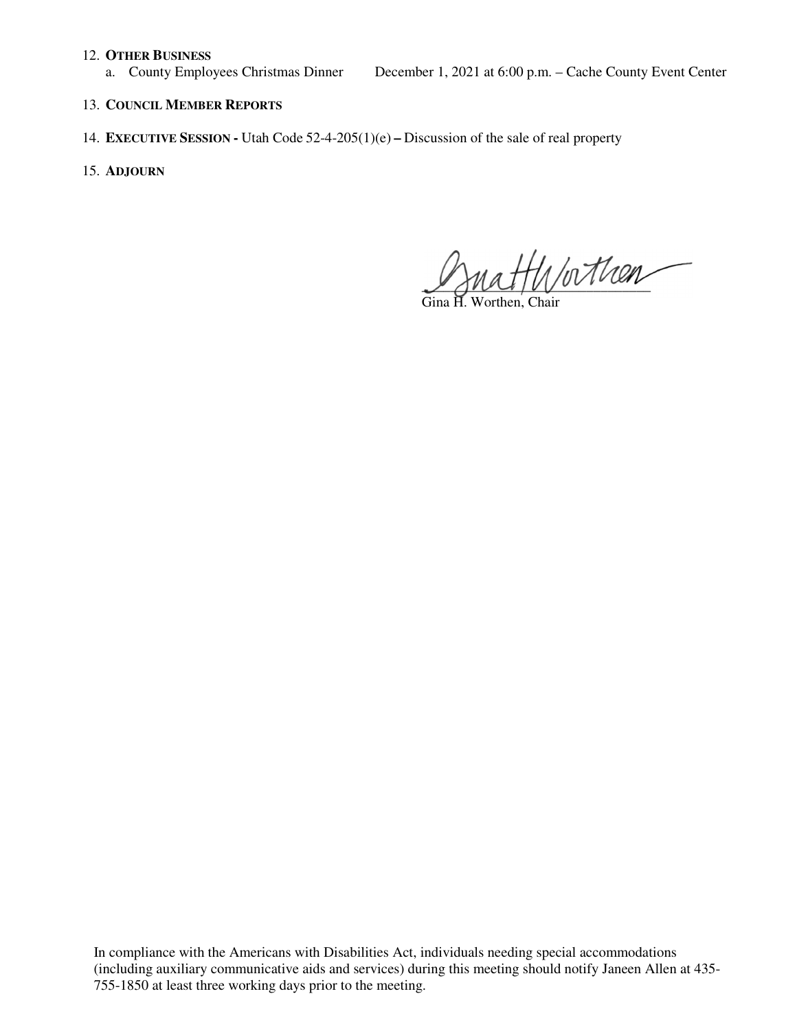12. **OTHER BUSINESS**
    a. County Employees Christmas Dinner December 1, 2021 at 6:00 p.m. – Cache County Event Center

13. **COUNCIL MEMBER REPORTS**

14. **EXECUTIVE SESSION -** Utah Code 52-4-205(1)(e) **–** Discussion of the sale of real property

15. **ADJOURN**

Gina H. Worthen, Chair

In compliance with the Americans with Disabilities Act, individuals needing special accommodations (including auxiliary communicative aids and services) during this meeting should notify Janeen Allen at 435-755-1850 at least three working days prior to the meeting.